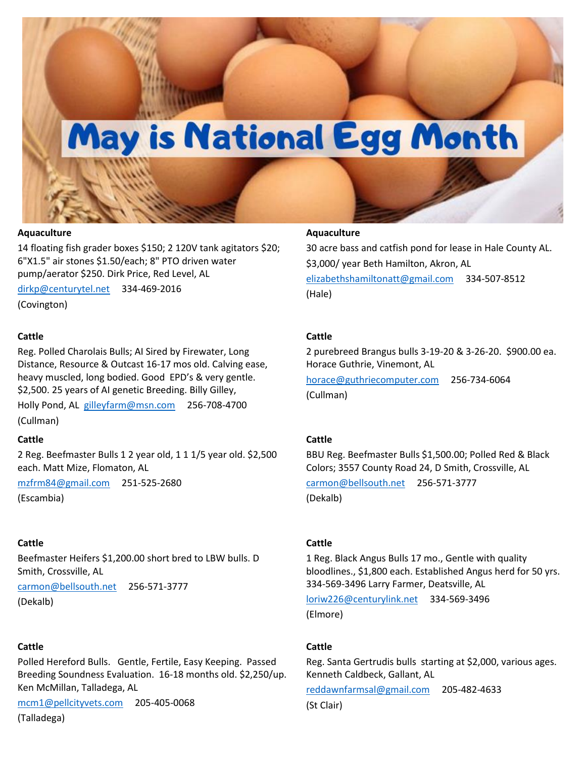# May is National Egg Month

**Aquaculture**

14 floating fish grader boxes $150; 2 120V tank agitators $20; 6"X1.5" air stones $1.50/each; 8" PTO driven water pump/aerator $250. Dirk Price, Red Level, AL

dirkp@centurytel.net 334-469-2016

(Covington)

**Cattle**

Reg. Polled Charolais Bulls; AI Sired by Firewater, Long Distance, Resource & Outcast 16-17 mos old. Calving ease, heavy muscled, long bodied. Good EPD's & very gentle. $2,500. 25 years of AI genetic Breeding. Billy Gilley, Holly Pond, AL gilleyfarm@msn.com 256-708-4700

(Cullman)

**Cattle**

2 Reg. Beefmaster Bulls 1 2 year old, 1 1 1/5 year old. $2,500 each. Matt Mize, Flomaton, AL

mzfrm84@gmail.com 251-525-2680

(Escambia)

**Cattle**

Beefmaster Heifers $1,200.00 short bred to LBW bulls. D Smith, Crossville, AL

carmon@bellsouth.net 256-571-3777

(Dekalb)

**Cattle**

Polled Hereford Bulls. Gentle, Fertile, Easy Keeping. Passed Breeding Soundness Evaluation. 16-18 months old. $2,250/up. Ken McMillan, Talladega, AL

mcm1@pellcityvets.com 205-405-0068

(Talladega)

**Aquaculture**

30 acre bass and catfish pond for lease in Hale County AL. $3,000/ year Beth Hamilton, Akron, AL

elizabethshamiltonatt@gmail.com 334-507-8512

(Hale)

**Cattle**

2 purebreed Brangus bulls 3-19-20 & 3-26-20. $900.00 ea. Horace Guthrie, Vinemont, AL

horace@guthriecomputer.com 256-734-6064

(Cullman)

**Cattle**

BBU Reg. Beefmaster Bulls $1,500.00; Polled Red & Black Colors; 3557 County Road 24, D Smith, Crossville, AL

carmon@bellsouth.net 256-571-3777

(Dekalb)

**Cattle**

1 Reg. Black Angus Bulls 17 mo., Gentle with quality bloodlines., $1,800 each. Established Angus herd for 50 yrs. 334-569-3496 Larry Farmer, Deatsville, AL

loriw226@centurylink.net 334-569-3496

(Elmore)

**Cattle**

Reg. Santa Gertrudis bulls starting at $2,000, various ages. Kenneth Caldbeck, Gallant, AL

reddawnfarmsal@gmail.com 205-482-4633

(St Clair)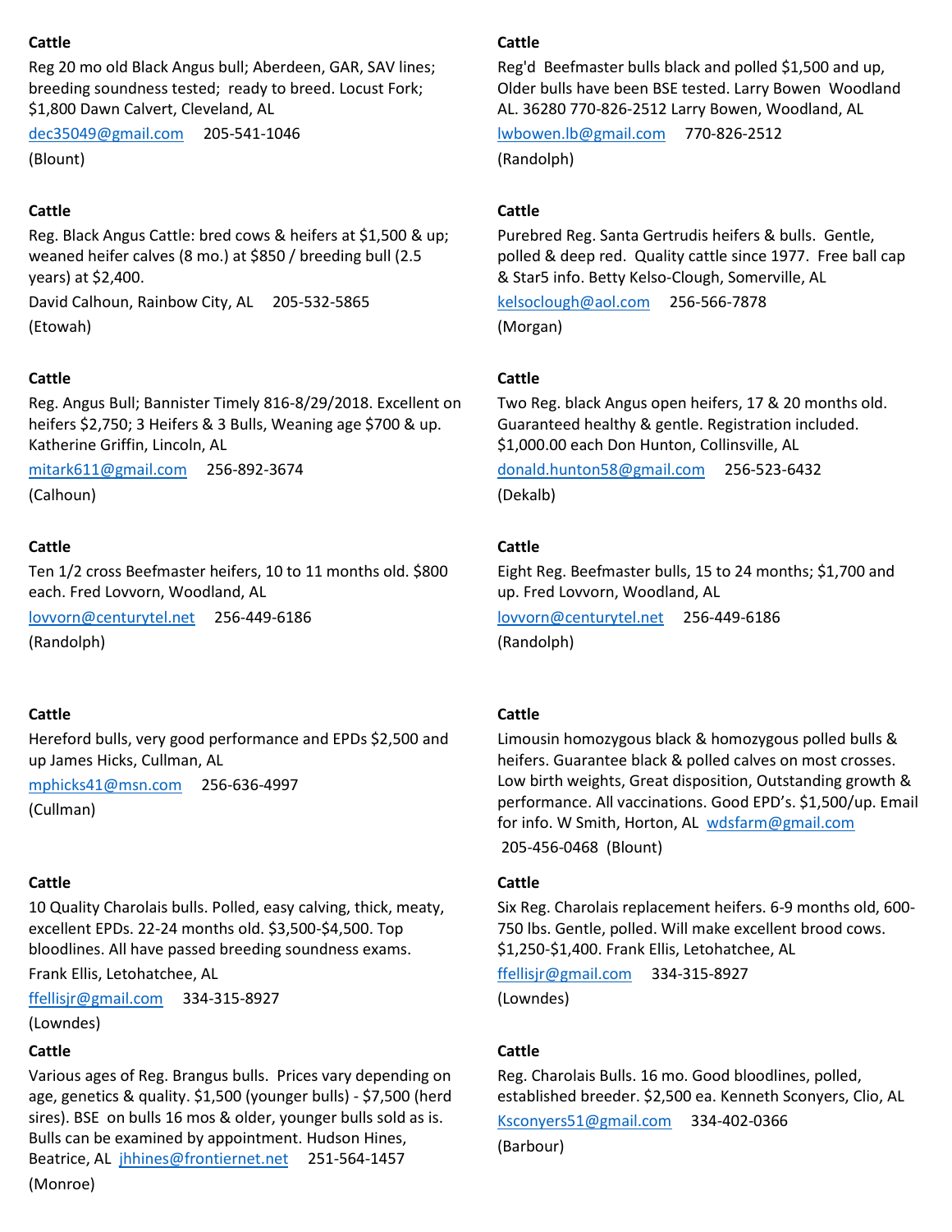**Cattle**

Reg 20 mo old Black Angus bull; Aberdeen, GAR, SAV lines; breeding soundness tested; ready to breed. Locust Fork; $1,800 Dawn Calvert, Cleveland, AL

dec35049@gmail.com 205-541-1046

(Blount)

**Cattle**

Reg. Black Angus Cattle: bred cows & heifers at $1,500 & up; weaned heifer calves (8 mo.) at $850 / breeding bull (2.5 years) at $2,400.

David Calhoun, Rainbow City, AL 205-532-5865

(Etowah)

**Cattle**

Reg. Angus Bull; Bannister Timely 816-8/29/2018. Excellent on heifers $2,750; 3 Heifers & 3 Bulls, Weaning age $700 & up. Katherine Griffin, Lincoln, AL

mitark611@gmail.com 256-892-3674

(Calhoun)

**Cattle**

Ten 1/2 cross Beefmaster heifers, 10 to 11 months old. $800 each. Fred Lovvorn, Woodland, AL

lovvorn@centurytel.net 256-449-6186

(Randolph)

**Cattle**

Hereford bulls, very good performance and EPDs $2,500 and up James Hicks, Cullman, AL

mphicks41@msn.com 256-636-4997

(Cullman)

**Cattle**

10 Quality Charolais bulls. Polled, easy calving, thick, meaty, excellent EPDs. 22-24 months old. $3,500-$4,500. Top bloodlines. All have passed breeding soundness exams.

Frank Ellis, Letohatchee, AL

ffellisjr@gmail.com 334-315-8927

(Lowndes)

**Cattle**

Various ages of Reg. Brangus bulls. Prices vary depending on age, genetics & quality. $1,500 (younger bulls) - $7,500 (herd sires). BSE on bulls 16 mos & older, younger bulls sold as is. Bulls can be examined by appointment. Hudson Hines, Beatrice, AL jhhines@frontiernet.net 251-564-1457

(Monroe)

**Cattle**

Reg'd Beefmaster bulls black and polled $1,500 and up, Older bulls have been BSE tested. Larry Bowen Woodland AL. 36280 770-826-2512 Larry Bowen, Woodland, AL

lwbowen.lb@gmail.com 770-826-2512

(Randolph)

**Cattle**

Purebred Reg. Santa Gertrudis heifers & bulls. Gentle, polled & deep red. Quality cattle since 1977. Free ball cap & Star5 info. Betty Kelso-Clough, Somerville, AL

kelsoclough@aol.com 256-566-7878

(Morgan)

**Cattle**

Two Reg. black Angus open heifers, 17 & 20 months old. Guaranteed healthy & gentle. Registration included. $1,000.00 each Don Hunton, Collinsville, AL

donald.hunton58@gmail.com 256-523-6432

(Dekalb)

**Cattle**

Eight Reg. Beefmaster bulls, 15 to 24 months; $1,700 and up. Fred Lovvorn, Woodland, AL

lovvorn@centurytel.net 256-449-6186

(Randolph)

**Cattle**

Limousin homozygous black & homozygous polled bulls & heifers. Guarantee black & polled calves on most crosses. Low birth weights, Great disposition, Outstanding growth & performance. All vaccinations. Good EPD's. $1,500/up. Email for info. W Smith, Horton, AL wdsfarm@gmail.com

205-456-0468 (Blount)

**Cattle**

Six Reg. Charolais replacement heifers. 6-9 months old, 600-750 lbs. Gentle, polled. Will make excellent brood cows. $1,250-$1,400. Frank Ellis, Letohatchee, AL

ffellisjr@gmail.com 334-315-8927

(Lowndes)

**Cattle**

Reg. Charolais Bulls. 16 mo. Good bloodlines, polled, established breeder. $2,500 ea. Kenneth Sconyers, Clio, AL

Ksconyers51@gmail.com 334-402-0366

(Barbour)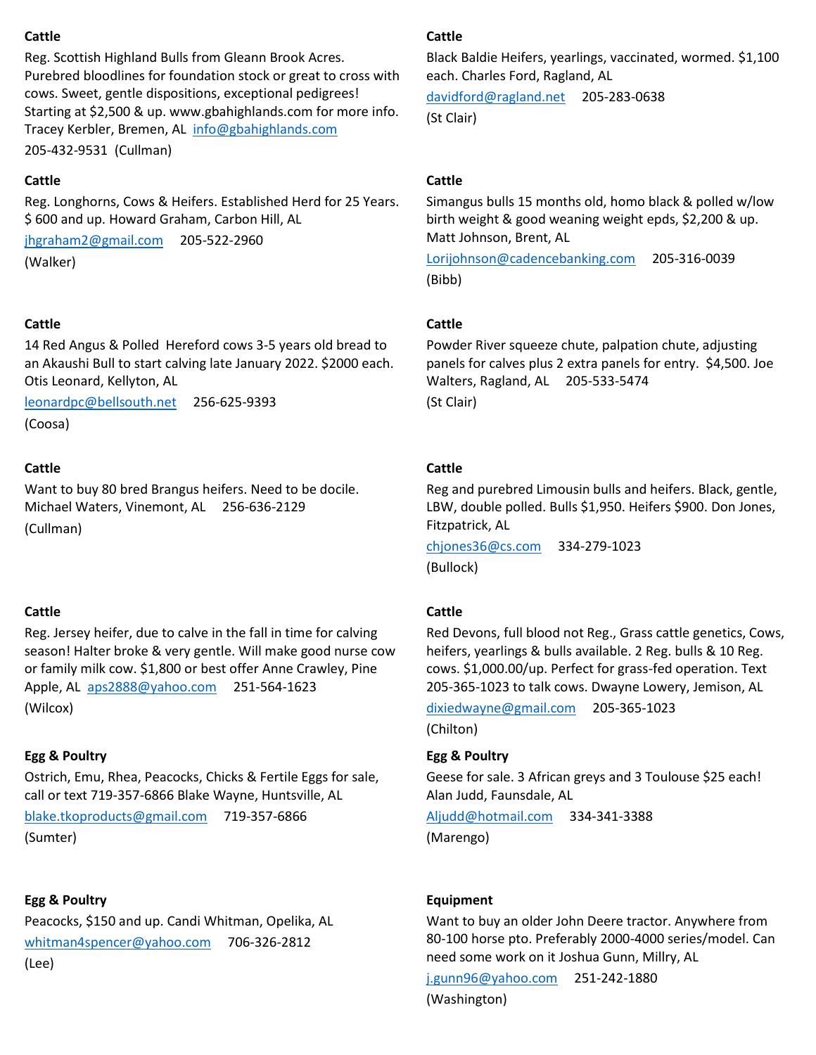**Cattle**

Reg. Scottish Highland Bulls from Gleann Brook Acres. Purebred bloodlines for foundation stock or great to cross with cows. Sweet, gentle dispositions, exceptional pedigrees! Starting at $2,500 & up. www.gbahighlands.com for more info. Tracey Kerbler, Bremen, AL info@gbahighlands.com
205-432-9531 (Cullman)

**Cattle**

Reg. Longhorns, Cows & Heifers. Established Herd for 25 Years. $ 600 and up. Howard Graham, Carbon Hill, AL
jhgraham2@gmail.com 205-522-2960
(Walker)

**Cattle**

14 Red Angus & Polled Hereford cows 3-5 years old bread to an Akaushi Bull to start calving late January 2022. $2000 each. Otis Leonard, Kellyton, AL
leonardpc@bellsouth.net 256-625-9393
(Coosa)

**Cattle**

Want to buy 80 bred Brangus heifers. Need to be docile. Michael Waters, Vinemont, AL 256-636-2129
(Cullman)

**Cattle**

Reg. Jersey heifer, due to calve in the fall in time for calving season! Halter broke & very gentle. Will make good nurse cow or family milk cow. $1,800 or best offer Anne Crawley, Pine Apple, AL aps2888@yahoo.com 251-564-1623
(Wilcox)

**Egg & Poultry**

Ostrich, Emu, Rhea, Peacocks, Chicks & Fertile Eggs for sale, call or text 719-357-6866 Blake Wayne, Huntsville, AL
blake.tkoproducts@gmail.com 719-357-6866
(Sumter)

**Egg & Poultry**

Peacocks, $150 and up. Candi Whitman, Opelika, AL
whitman4spencer@yahoo.com 706-326-2812
(Lee)

**Cattle**

Black Baldie Heifers, yearlings, vaccinated, wormed. $1,100 each. Charles Ford, Ragland, AL
davidford@ragland.net 205-283-0638
(St Clair)

**Cattle**

Simangus bulls 15 months old, homo black & polled w/low birth weight & good weaning weight epds, $2,200 & up. Matt Johnson, Brent, AL
Lorijohnson@cadencebanking.com 205-316-0039
(Bibb)

**Cattle**

Powder River squeeze chute, palpation chute, adjusting panels for calves plus 2 extra panels for entry. $4,500. Joe Walters, Ragland, AL 205-533-5474
(St Clair)

**Cattle**

Reg and purebred Limousin bulls and heifers. Black, gentle, LBW, double polled. Bulls $1,950. Heifers $900. Don Jones, Fitzpatrick, AL
chjones36@cs.com 334-279-1023
(Bullock)

**Cattle**

Red Devons, full blood not Reg., Grass cattle genetics, Cows, heifers, yearlings & bulls available. 2 Reg. bulls & 10 Reg. cows. $1,000.00/up. Perfect for grass-fed operation. Text 205-365-1023 to talk cows. Dwayne Lowery, Jemison, AL
dixiedwayne@gmail.com 205-365-1023
(Chilton)

**Egg & Poultry**

Geese for sale. 3 African greys and 3 Toulouse $25 each! Alan Judd, Faunsdale, AL
Aljudd@hotmail.com 334-341-3388
(Marengo)

**Equipment**

Want to buy an older John Deere tractor. Anywhere from 80-100 horse pto. Preferably 2000-4000 series/model. Can need some work on it Joshua Gunn, Millry, AL
j.gunn96@yahoo.com 251-242-1880
(Washington)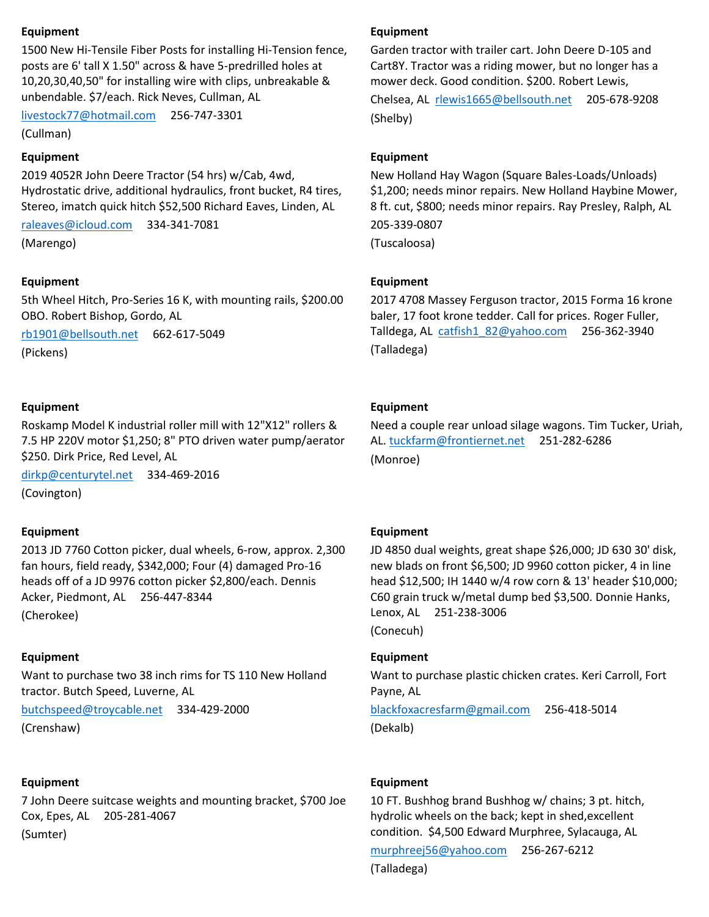**Equipment**

1500 New Hi-Tensile Fiber Posts for installing Hi-Tension fence, posts are 6' tall X 1.50" across & have 5-predrilled holes at 10,20,30,40,50" for installing wire with clips, unbreakable & unbendable. $7/each. Rick Neves, Cullman, AL

livestock77@hotmail.com 256-747-3301

(Cullman)

**Equipment**

2019 4052R John Deere Tractor (54 hrs) w/Cab, 4wd, Hydrostatic drive, additional hydraulics, front bucket, R4 tires, Stereo, imatch quick hitch $52,500 Richard Eaves, Linden, AL

raleaves@icloud.com 334-341-7081

(Marengo)

**Equipment**

5th Wheel Hitch, Pro-Series 16 K, with mounting rails, $200.00 OBO. Robert Bishop, Gordo, AL

rb1901@bellsouth.net 662-617-5049

(Pickens)

**Equipment**

Roskamp Model K industrial roller mill with 12"X12" rollers & 7.5 HP 220V motor $1,250; 8" PTO driven water pump/aerator $250. Dirk Price, Red Level, AL

dirkp@centurytel.net 334-469-2016

(Covington)

**Equipment**

2013 JD 7760 Cotton picker, dual wheels, 6-row, approx. 2,300 fan hours, field ready, $342,000; Four (4) damaged Pro-16 heads off of a JD 9976 cotton picker $2,800/each. Dennis Acker, Piedmont, AL 256-447-8344

(Cherokee)

**Equipment**

Want to purchase two 38 inch rims for TS 110 New Holland tractor. Butch Speed, Luverne, AL

butchspeed@troycable.net 334-429-2000

(Crenshaw)

**Equipment**

7 John Deere suitcase weights and mounting bracket, $700 Joe Cox, Epes, AL 205-281-4067

(Sumter)

**Equipment**

Garden tractor with trailer cart. John Deere D-105 and Cart8Y. Tractor was a riding mower, but no longer has a mower deck. Good condition. $200. Robert Lewis, Chelsea, AL rlewis1665@bellsouth.net 205-678-9208

(Shelby)

**Equipment**

New Holland Hay Wagon (Square Bales-Loads/Unloads) $1,200; needs minor repairs. New Holland Haybine Mower, 8 ft. cut, $800; needs minor repairs. Ray Presley, Ralph, AL

205-339-0807

(Tuscaloosa)

**Equipment**

2017 4708 Massey Ferguson tractor, 2015 Forma 16 krone baler, 17 foot krone tedder. Call for prices. Roger Fuller, Talldega, AL catfish1_82@yahoo.com 256-362-3940

(Talladega)

**Equipment**

Need a couple rear unload silage wagons. Tim Tucker, Uriah, AL. tuckfarm@frontiernet.net 251-282-6286

(Monroe)

**Equipment**

JD 4850 dual weights, great shape $26,000; JD 630 30' disk, new blads on front $6,500; JD 9960 cotton picker, 4 in line head $12,500; IH 1440 w/4 row corn & 13' header $10,000; C60 grain truck w/metal dump bed $3,500. Donnie Hanks, Lenox, AL 251-238-3006

(Conecuh)

**Equipment**

Want to purchase plastic chicken crates. Keri Carroll, Fort Payne, AL

blackfoxacresfarm@gmail.com 256-418-5014

(Dekalb)

**Equipment**

10 FT. Bushhog brand Bushhog w/ chains; 3 pt. hitch, hydrolic wheels on the back; kept in shed,excellent condition. $4,500 Edward Murphree, Sylacauga, AL

murphreej56@yahoo.com 256-267-6212

(Talladega)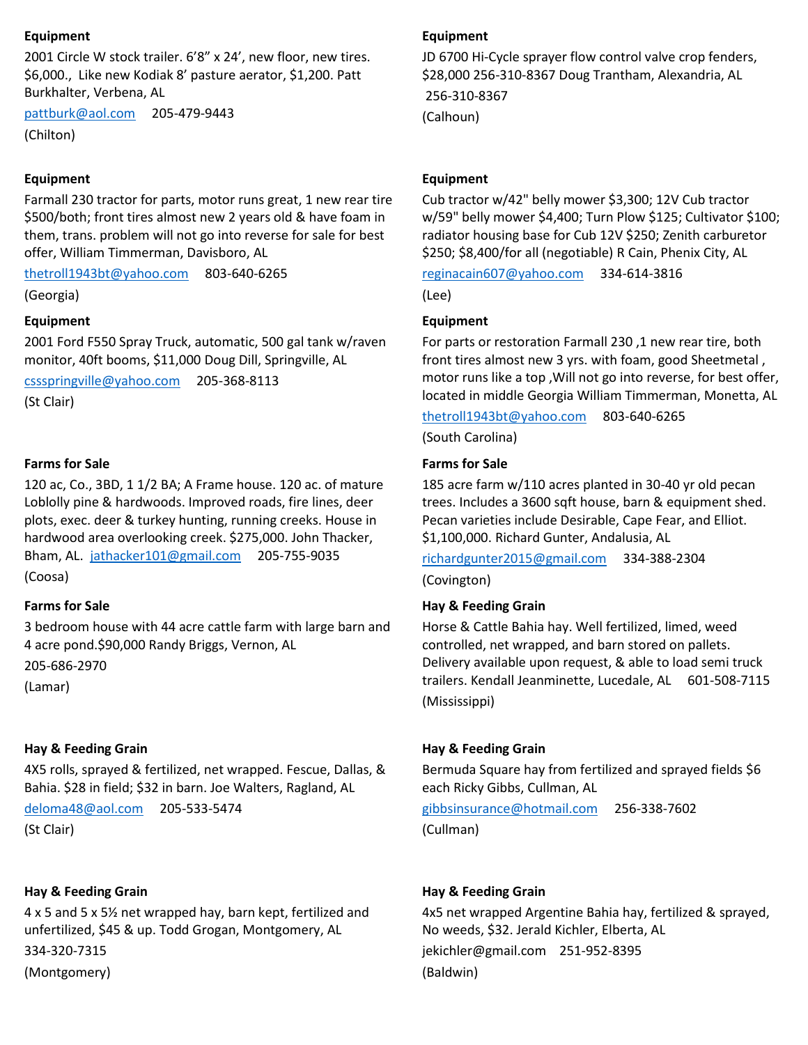**Equipment**

2001 Circle W stock trailer. 6'8" x 24', new floor, new tires. $6,000., Like new Kodiak 8' pasture aerator, $1,200. Patt Burkhalter, Verbena, AL

pattburk@aol.com 205-479-9443

(Chilton)

**Equipment**

Farmall 230 tractor for parts, motor runs great, 1 new rear tire $500/both; front tires almost new 2 years old & have foam in them, trans. problem will not go into reverse for sale for best offer, William Timmerman, Davisboro, AL

thetroll1943bt@yahoo.com 803-640-6265

(Georgia)

**Equipment**

2001 Ford F550 Spray Truck, automatic, 500 gal tank w/raven monitor, 40ft booms, $11,000 Doug Dill, Springville, AL

cssspringville@yahoo.com 205-368-8113

(St Clair)

**Farms for Sale**

120 ac, Co., 3BD, 1 1/2 BA; A Frame house. 120 ac. of mature Loblolly pine & hardwoods. Improved roads, fire lines, deer plots, exec. deer & turkey hunting, running creeks. House in hardwood area overlooking creek. $275,000. John Thacker, Bham, AL. jathacker101@gmail.com 205-755-9035

(Coosa)

**Farms for Sale**

3 bedroom house with 44 acre cattle farm with large barn and 4 acre pond.$90,000 Randy Briggs, Vernon, AL

205-686-2970

(Lamar)

**Hay & Feeding Grain**

4X5 rolls, sprayed & fertilized, net wrapped. Fescue, Dallas, & Bahia. $28 in field; $32 in barn. Joe Walters, Ragland, AL

deloma48@aol.com 205-533-5474

(St Clair)

**Hay & Feeding Grain**

4 x 5 and 5 x 5½ net wrapped hay, barn kept, fertilized and unfertilized, $45 & up. Todd Grogan, Montgomery, AL

334-320-7315

(Montgomery)

**Equipment**

JD 6700 Hi-Cycle sprayer flow control valve crop fenders, $28,000 256-310-8367 Doug Trantham, Alexandria, AL

256-310-8367

(Calhoun)

**Equipment**

Cub tractor w/42" belly mower $3,300; 12V Cub tractor w/59" belly mower $4,400; Turn Plow $125; Cultivator $100; radiator housing base for Cub 12V $250; Zenith carburetor $250; $8,400/for all (negotiable) R Cain, Phenix City, AL

reginacain607@yahoo.com 334-614-3816

(Lee)

**Equipment**

For parts or restoration Farmall 230 ,1 new rear tire, both front tires almost new 3 yrs. with foam, good Sheetmetal , motor runs like a top ,Will not go into reverse, for best offer, located in middle Georgia William Timmerman, Monetta, AL

thetroll1943bt@yahoo.com 803-640-6265

(South Carolina)

**Farms for Sale**

185 acre farm w/110 acres planted in 30-40 yr old pecan trees. Includes a 3600 sqft house, barn & equipment shed. Pecan varieties include Desirable, Cape Fear, and Elliot. $1,100,000. Richard Gunter, Andalusia, AL

richardgunter2015@gmail.com 334-388-2304

(Covington)

**Hay & Feeding Grain**

Horse & Cattle Bahia hay. Well fertilized, limed, weed controlled, net wrapped, and barn stored on pallets. Delivery available upon request, & able to load semi truck trailers. Kendall Jeanminette, Lucedale, AL 601-508-7115

(Mississippi)

**Hay & Feeding Grain**

Bermuda Square hay from fertilized and sprayed fields $6 each Ricky Gibbs, Cullman, AL

gibbsinsurance@hotmail.com 256-338-7602

(Cullman)

**Hay & Feeding Grain**

4x5 net wrapped Argentine Bahia hay, fertilized & sprayed, No weeds, $32. Jerald Kichler, Elberta, AL

jekichler@gmail.com 251-952-8395

(Baldwin)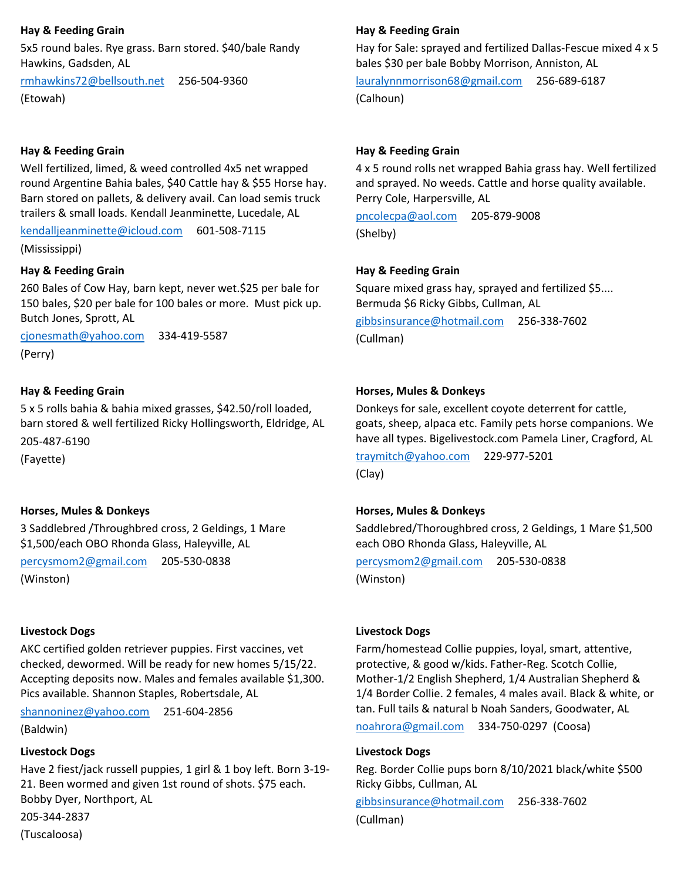**Hay & Feeding Grain**

5x5 round bales. Rye grass. Barn stored. $40/bale Randy Hawkins, Gadsden, AL

rmhawkins72@bellsouth.net 256-504-9360

(Etowah)

**Hay & Feeding Grain**

Well fertilized, limed, & weed controlled 4x5 net wrapped round Argentine Bahia bales, $40 Cattle hay & $55 Horse hay. Barn stored on pallets, & delivery avail. Can load semis truck trailers & small loads. Kendall Jeanminette, Lucedale, AL

kendalljeanminette@icloud.com 601-508-7115

(Mississippi)

**Hay & Feeding Grain**

260 Bales of Cow Hay, barn kept, never wet.$25 per bale for 150 bales, $20 per bale for 100 bales or more. Must pick up. Butch Jones, Sprott, AL

cjonesmath@yahoo.com 334-419-5587

(Perry)

**Hay & Feeding Grain**

5 x 5 rolls bahia & bahia mixed grasses, $42.50/roll loaded, barn stored & well fertilized Ricky Hollingsworth, Eldridge, AL

205-487-6190

(Fayette)

**Horses, Mules & Donkeys**

3 Saddlebred /Throughbred cross, 2 Geldings, 1 Mare $1,500/each OBO Rhonda Glass, Haleyville, AL

percysmom2@gmail.com 205-530-0838

(Winston)

**Livestock Dogs**

AKC certified golden retriever puppies. First vaccines, vet checked, dewormed. Will be ready for new homes 5/15/22. Accepting deposits now. Males and females available $1,300. Pics available. Shannon Staples, Robertsdale, AL

shannoninez@yahoo.com 251-604-2856

(Baldwin)

**Livestock Dogs**

Have 2 fiest/jack russell puppies, 1 girl & 1 boy left. Born 3-19-21. Been wormed and given 1st round of shots. $75 each. Bobby Dyer, Northport, AL

205-344-2837

(Tuscaloosa)

**Hay & Feeding Grain**

Hay for Sale: sprayed and fertilized Dallas-Fescue mixed 4 x 5 bales $30 per bale Bobby Morrison, Anniston, AL

lauralynnmorrison68@gmail.com 256-689-6187

(Calhoun)

**Hay & Feeding Grain**

4 x 5 round rolls net wrapped Bahia grass hay. Well fertilized and sprayed. No weeds. Cattle and horse quality available. Perry Cole, Harpersville, AL

pncolecpa@aol.com 205-879-9008

(Shelby)

**Hay & Feeding Grain**

Square mixed grass hay, sprayed and fertilized $5.... Bermuda $6 Ricky Gibbs, Cullman, AL

gibbsinsurance@hotmail.com 256-338-7602

(Cullman)

**Horses, Mules & Donkeys**

Donkeys for sale, excellent coyote deterrent for cattle, goats, sheep, alpaca etc. Family pets horse companions. We have all types. Bigelivestock.com Pamela Liner, Cragford, AL

traymitch@yahoo.com 229-977-5201

(Clay)

**Horses, Mules & Donkeys**

Saddlebred/Thoroughbred cross, 2 Geldings, 1 Mare $1,500 each OBO Rhonda Glass, Haleyville, AL

percysmom2@gmail.com 205-530-0838

(Winston)

**Livestock Dogs**

Farm/homestead Collie puppies, loyal, smart, attentive, protective, & good w/kids. Father-Reg. Scotch Collie, Mother-1/2 English Shepherd, 1/4 Australian Shepherd & 1/4 Border Collie. 2 females, 4 males avail. Black & white, or tan. Full tails & natural b Noah Sanders, Goodwater, AL

noahrora@gmail.com 334-750-0297 (Coosa)

**Livestock Dogs**

Reg. Border Collie pups born 8/10/2021 black/white $500 Ricky Gibbs, Cullman, AL

gibbsinsurance@hotmail.com 256-338-7602

(Cullman)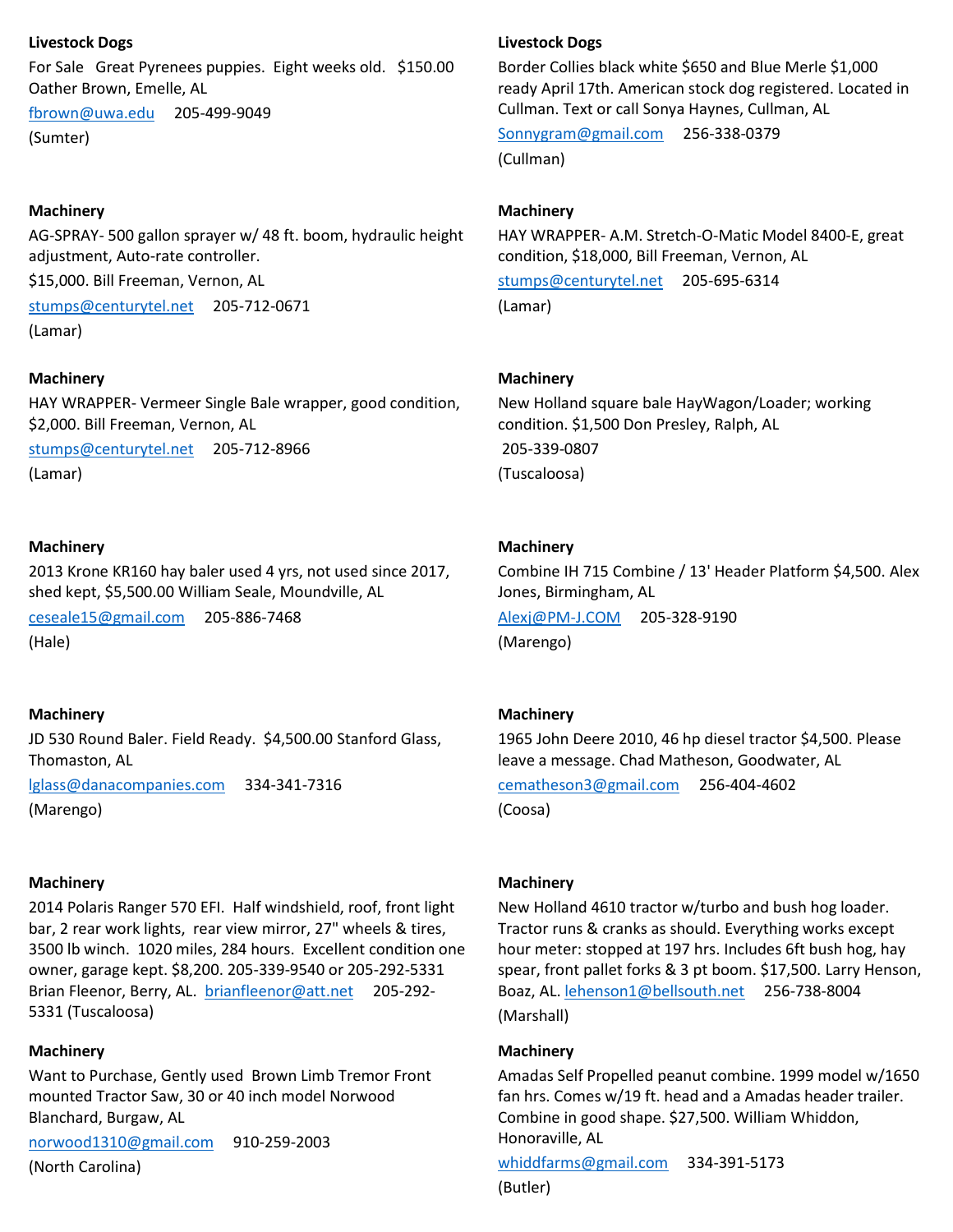**Livestock Dogs**

For Sale Great Pyrenees puppies. Eight weeks old. $150.00 Oather Brown, Emelle, AL

fbrown@uwa.edu 205-499-9049

(Sumter)

**Machinery**

AG-SPRAY- 500 gallon sprayer w/ 48 ft. boom, hydraulic height adjustment, Auto-rate controller.

$15,000. Bill Freeman, Vernon, AL

stumps@centurytel.net 205-712-0671

(Lamar)

**Machinery**

HAY WRAPPER- Vermeer Single Bale wrapper, good condition, $2,000. Bill Freeman, Vernon, AL

stumps@centurytel.net 205-712-8966

(Lamar)

**Machinery**

2013 Krone KR160 hay baler used 4 yrs, not used since 2017, shed kept, $5,500.00 William Seale, Moundville, AL

ceseale15@gmail.com 205-886-7468

(Hale)

**Machinery**

JD 530 Round Baler. Field Ready. $4,500.00 Stanford Glass, Thomaston, AL

lglass@danacompanies.com 334-341-7316

(Marengo)

**Machinery**

2014 Polaris Ranger 570 EFI. Half windshield, roof, front light bar, 2 rear work lights, rear view mirror, 27" wheels & tires, 3500 lb winch. 1020 miles, 284 hours. Excellent condition one owner, garage kept. $8,200. 205-339-9540 or 205-292-5331 Brian Fleenor, Berry, AL. brianfleenor@att.net 205-292-5331 (Tuscaloosa)

**Machinery**

Want to Purchase, Gently used Brown Limb Tremor Front mounted Tractor Saw, 30 or 40 inch model Norwood Blanchard, Burgaw, AL

norwood1310@gmail.com 910-259-2003

(North Carolina)

**Livestock Dogs**

Border Collies black white $650 and Blue Merle $1,000 ready April 17th. American stock dog registered. Located in Cullman. Text or call Sonya Haynes, Cullman, AL

Sonnygram@gmail.com 256-338-0379

(Cullman)

**Machinery**

HAY WRAPPER- A.M. Stretch-O-Matic Model 8400-E, great condition, $18,000, Bill Freeman, Vernon, AL

stumps@centurytel.net 205-695-6314

(Lamar)

**Machinery**

New Holland square bale HayWagon/Loader; working condition. $1,500 Don Presley, Ralph, AL

205-339-0807

(Tuscaloosa)

**Machinery**

Combine IH 715 Combine / 13' Header Platform $4,500. Alex Jones, Birmingham, AL

Alexj@PM-J.COM 205-328-9190

(Marengo)

**Machinery**

1965 John Deere 2010, 46 hp diesel tractor $4,500. Please leave a message. Chad Matheson, Goodwater, AL

cematheson3@gmail.com 256-404-4602

(Coosa)

**Machinery**

New Holland 4610 tractor w/turbo and bush hog loader. Tractor runs & cranks as should. Everything works except hour meter: stopped at 197 hrs. Includes 6ft bush hog, hay spear, front pallet forks & 3 pt boom. $17,500. Larry Henson, Boaz, AL. lehenson1@bellsouth.net 256-738-8004

(Marshall)

**Machinery**

Amadas Self Propelled peanut combine. 1999 model w/1650 fan hrs. Comes w/19 ft. head and a Amadas header trailer. Combine in good shape. $27,500. William Whiddon, Honoraville, AL

whiddfarms@gmail.com 334-391-5173

(Butler)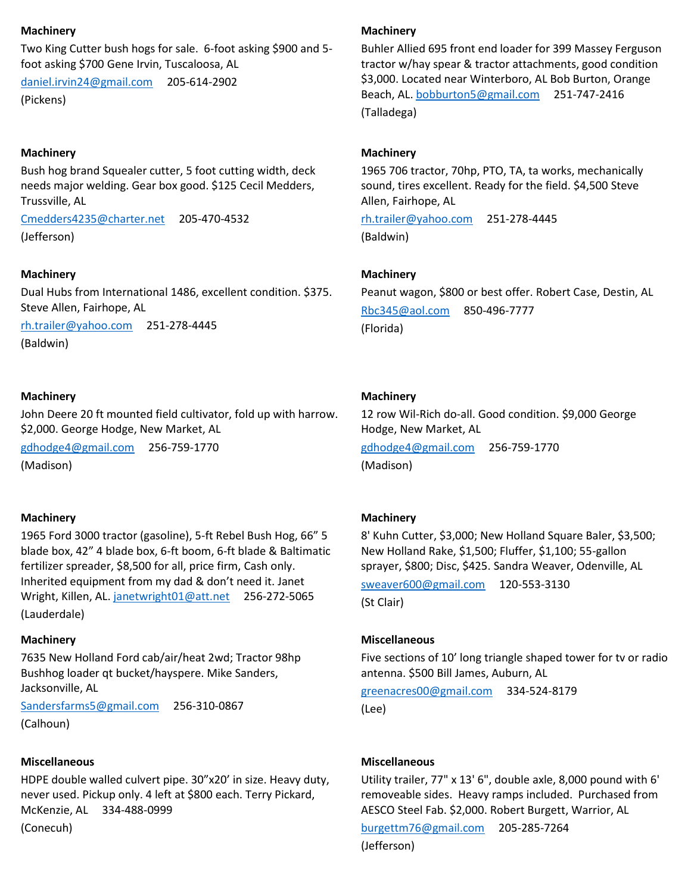**Machinery**

Two King Cutter bush hogs for sale. 6-foot asking $900 and 5-foot asking $700 Gene Irvin, Tuscaloosa, AL

daniel.irvin24@gmail.com 205-614-2902

(Pickens)

**Machinery**

Bush hog brand Squealer cutter, 5 foot cutting width, deck needs major welding. Gear box good. $125 Cecil Medders, Trussville, AL

Cmedders4235@charter.net 205-470-4532

(Jefferson)

**Machinery**

Dual Hubs from International 1486, excellent condition. $375. Steve Allen, Fairhope, AL

rh.trailer@yahoo.com 251-278-4445

(Baldwin)

**Machinery**

John Deere 20 ft mounted field cultivator, fold up with harrow. $2,000. George Hodge, New Market, AL

gdhodge4@gmail.com 256-759-1770

(Madison)

**Machinery**

1965 Ford 3000 tractor (gasoline), 5-ft Rebel Bush Hog, 66" 5 blade box, 42" 4 blade box, 6-ft boom, 6-ft blade & Baltimatic fertilizer spreader, $8,500 for all, price firm, Cash only. Inherited equipment from my dad & don't need it. Janet Wright, Killen, AL. janetwright01@att.net 256-272-5065

(Lauderdale)

**Machinery**

7635 New Holland Ford cab/air/heat 2wd; Tractor 98hp Bushhog loader qt bucket/hayspere. Mike Sanders, Jacksonville, AL

Sandersfarms5@gmail.com 256-310-0867

(Calhoun)

**Miscellaneous**

HDPE double walled culvert pipe. 30"x20' in size. Heavy duty, never used. Pickup only. 4 left at $800 each. Terry Pickard, McKenzie, AL 334-488-0999

(Conecuh)

**Machinery**

Buhler Allied 695 front end loader for 399 Massey Ferguson tractor w/hay spear & tractor attachments, good condition $3,000. Located near Winterboro, AL Bob Burton, Orange Beach, AL. bobburton5@gmail.com 251-747-2416

(Talladega)

**Machinery**

1965 706 tractor, 70hp, PTO, TA, ta works, mechanically sound, tires excellent. Ready for the field. $4,500 Steve Allen, Fairhope, AL

rh.trailer@yahoo.com 251-278-4445

(Baldwin)

**Machinery**

Peanut wagon, $800 or best offer. Robert Case, Destin, AL

Rbc345@aol.com 850-496-7777

(Florida)

**Machinery**

12 row Wil-Rich do-all. Good condition. $9,000 George Hodge, New Market, AL

gdhodge4@gmail.com 256-759-1770

(Madison)

**Machinery**

8' Kuhn Cutter, $3,000; New Holland Square Baler, $3,500; New Holland Rake, $1,500; Fluffer, $1,100; 55-gallon sprayer, $800; Disc, $425. Sandra Weaver, Odenville, AL

sweaver600@gmail.com 120-553-3130

(St Clair)

**Miscellaneous**

Five sections of 10' long triangle shaped tower for tv or radio antenna. $500 Bill James, Auburn, AL

greenacres00@gmail.com 334-524-8179

(Lee)

**Miscellaneous**

Utility trailer, 77" x 13' 6", double axle, 8,000 pound with 6' removeable sides. Heavy ramps included. Purchased from AESCO Steel Fab. $2,000. Robert Burgett, Warrior, AL

burgettm76@gmail.com 205-285-7264

(Jefferson)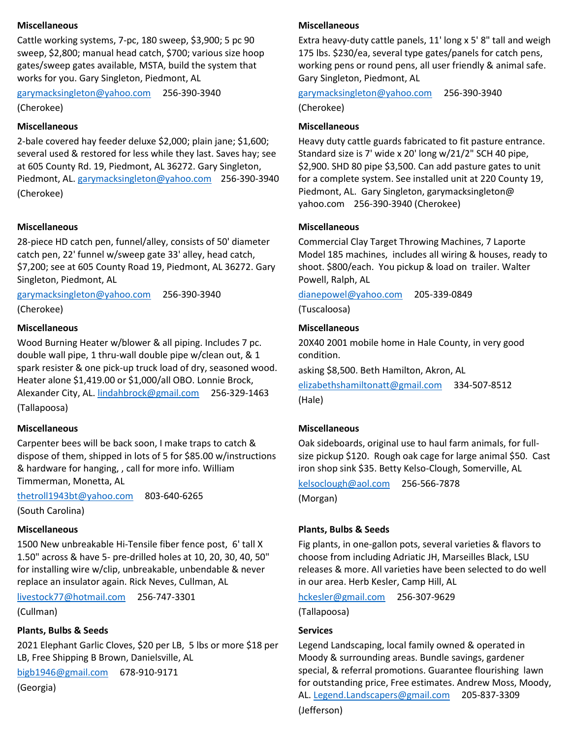**Miscellaneous**

Cattle working systems, 7-pc, 180 sweep, $3,900; 5 pc 90 sweep, $2,800; manual head catch, $700; various size hoop gates/sweep gates available, MSTA, build the system that works for you. Gary Singleton, Piedmont, AL

garymacksingleton@yahoo.com 256-390-3940

(Cherokee)

**Miscellaneous**

2-bale covered hay feeder deluxe $2,000; plain jane; $1,600; several used & restored for less while they last. Saves hay; see at 605 County Rd. 19, Piedmont, AL 36272. Gary Singleton, Piedmont, AL. garymacksingleton@yahoo.com 256-390-3940 (Cherokee)

**Miscellaneous**

28-piece HD catch pen, funnel/alley, consists of 50' diameter catch pen, 22' funnel w/sweep gate 33' alley, head catch, $7,200; see at 605 County Road 19, Piedmont, AL 36272. Gary Singleton, Piedmont, AL

garymacksingleton@yahoo.com 256-390-3940

(Cherokee)

**Miscellaneous**

Wood Burning Heater w/blower & all piping. Includes 7 pc. double wall pipe, 1 thru-wall double pipe w/clean out, & 1 spark resister & one pick-up truck load of dry, seasoned wood. Heater alone $1,419.00 or $1,000/all OBO. Lonnie Brock, Alexander City, AL. lindahbrock@gmail.com 256-329-1463

(Tallapoosa)

**Miscellaneous**

Carpenter bees will be back soon, I make traps to catch & dispose of them, shipped in lots of 5 for $85.00 w/instructions & hardware for hanging, , call for more info. William Timmerman, Monetta, AL

thetroll1943bt@yahoo.com 803-640-6265

(South Carolina)

**Miscellaneous**

1500 New unbreakable Hi-Tensile fiber fence post, 6' tall X 1.50" across & have 5- pre-drilled holes at 10, 20, 30, 40, 50" for installing wire w/clip, unbreakable, unbendable & never replace an insulator again. Rick Neves, Cullman, AL

livestock77@hotmail.com 256-747-3301

(Cullman)

**Plants, Bulbs & Seeds**

2021 Elephant Garlic Cloves, $20 per LB, 5 lbs or more $18 per LB, Free Shipping B Brown, Danielsville, AL

bigb1946@gmail.com 678-910-9171

(Georgia)

**Miscellaneous**

Extra heavy-duty cattle panels, 11' long x 5' 8" tall and weigh 175 lbs. $230/ea, several type gates/panels for catch pens, working pens or round pens, all user friendly & animal safe. Gary Singleton, Piedmont, AL

garymacksingleton@yahoo.com 256-390-3940

(Cherokee)

**Miscellaneous**

Heavy duty cattle guards fabricated to fit pasture entrance. Standard size is 7' wide x 20' long w/21/2" SCH 40 pipe, $2,900. SHD 80 pipe $3,500. Can add pasture gates to unit for a complete system. See installed unit at 220 County 19, Piedmont, AL. Gary Singleton, garymacksingleton@ yahoo.com 256-390-3940 (Cherokee)

**Miscellaneous**

Commercial Clay Target Throwing Machines, 7 Laporte Model 185 machines, includes all wiring & houses, ready to shoot. $800/each. You pickup & load on trailer. Walter Powell, Ralph, AL

dianepowel@yahoo.com 205-339-0849

(Tuscaloosa)

**Miscellaneous**

20X40 2001 mobile home in Hale County, in very good condition.

asking $8,500. Beth Hamilton, Akron, AL

elizabethshamiltonatt@gmail.com 334-507-8512

(Hale)

**Miscellaneous**

Oak sideboards, original use to haul farm animals, for full-size pickup $120. Rough oak cage for large animal $50. Cast iron shop sink $35. Betty Kelso-Clough, Somerville, AL

kelsoclough@aol.com 256-566-7878

(Morgan)

**Plants, Bulbs & Seeds**

Fig plants, in one-gallon pots, several varieties & flavors to choose from including Adriatic JH, Marseilles Black, LSU releases & more. All varieties have been selected to do well in our area. Herb Kesler, Camp Hill, AL

hckesler@gmail.com 256-307-9629

(Tallapoosa)

**Services**

Legend Landscaping, local family owned & operated in Moody & surrounding areas. Bundle savings, gardener special, & referral promotions. Guarantee flourishing lawn for outstanding price, Free estimates. Andrew Moss, Moody, AL. Legend.Landscapers@gmail.com 205-837-3309

(Jefferson)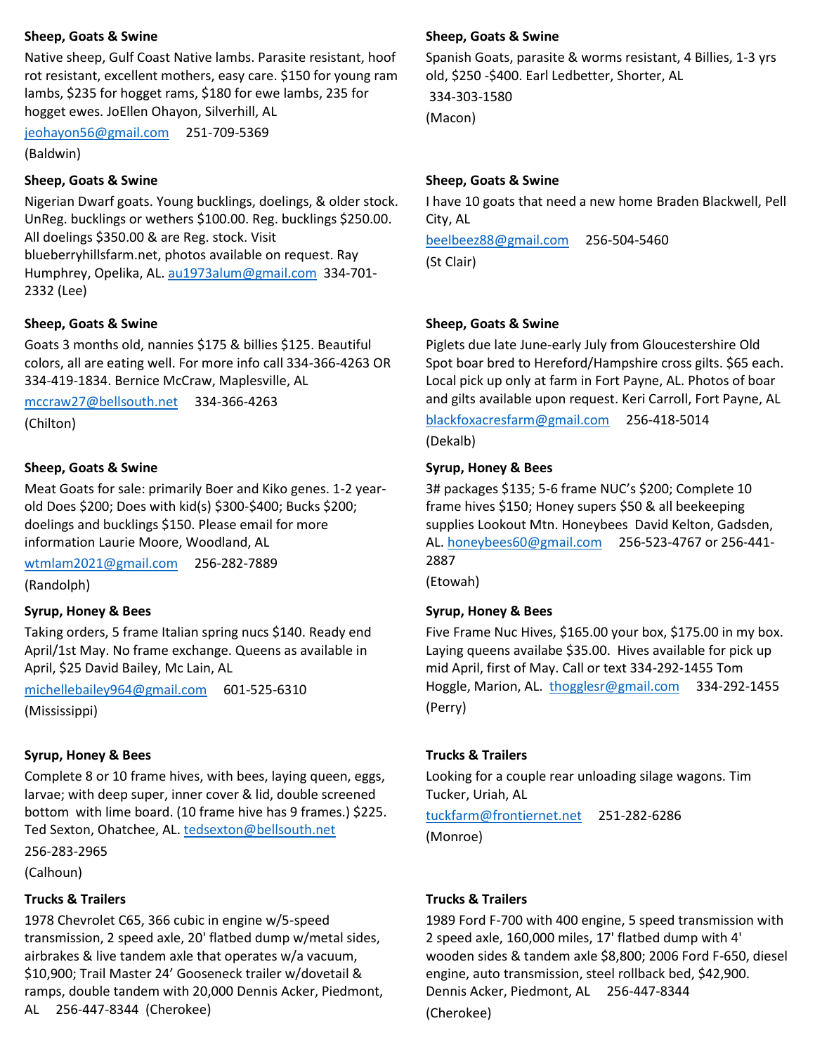**Sheep, Goats & Swine**

Native sheep, Gulf Coast Native lambs. Parasite resistant, hoof rot resistant, excellent mothers, easy care. $150 for young ram lambs, $235 for hogget rams, $180 for ewe lambs, 235 for hogget ewes. JoEllen Ohayon, Silverhill, AL

jeohayon56@gmail.com 251-709-5369

(Baldwin)

**Sheep, Goats & Swine**

Nigerian Dwarf goats. Young bucklings, doelings, & older stock. UnReg. bucklings or wethers $100.00. Reg. bucklings $250.00. All doelings $350.00 & are Reg. stock. Visit blueberryhillsfarm.net, photos available on request. Ray Humphrey, Opelika, AL. au1973alum@gmail.com 334-701-2332 (Lee)

**Sheep, Goats & Swine**

Goats 3 months old, nannies $175 & billies $125. Beautiful colors, all are eating well. For more info call 334-366-4263 OR 334-419-1834. Bernice McCraw, Maplesville, AL

mccraw27@bellsouth.net 334-366-4263

(Chilton)

**Sheep, Goats & Swine**

Meat Goats for sale: primarily Boer and Kiko genes. 1-2 year-old Does $200; Does with kid(s) $300-$400; Bucks $200; doelings and bucklings $150. Please email for more information Laurie Moore, Woodland, AL

wtmlam2021@gmail.com 256-282-7889

(Randolph)

**Syrup, Honey & Bees**

Taking orders, 5 frame Italian spring nucs $140. Ready end April/1st May. No frame exchange. Queens as available in April, $25 David Bailey, Mc Lain, AL

michellebailey964@gmail.com 601-525-6310

(Mississippi)

**Syrup, Honey & Bees**

Complete 8 or 10 frame hives, with bees, laying queen, eggs, larvae; with deep super, inner cover & lid, double screened bottom with lime board. (10 frame hive has 9 frames.) $225. Ted Sexton, Ohatchee, AL. tedsexton@bellsouth.net

256-283-2965

(Calhoun)

**Trucks & Trailers**

1978 Chevrolet C65, 366 cubic in engine w/5-speed transmission, 2 speed axle, 20' flatbed dump w/metal sides, airbrakes & live tandem axle that operates w/a vacuum, $10,900; Trail Master 24' Gooseneck trailer w/dovetail & ramps, double tandem with 20,000 Dennis Acker, Piedmont, AL 256-447-8344 (Cherokee)

**Sheep, Goats & Swine**

Spanish Goats, parasite & worms resistant, 4 Billies, 1-3 yrs old, $250 -$400. Earl Ledbetter, Shorter, AL

334-303-1580

(Macon)

**Sheep, Goats & Swine**

I have 10 goats that need a new home Braden Blackwell, Pell City, AL

beelbeez88@gmail.com 256-504-5460

(St Clair)

**Sheep, Goats & Swine**

Piglets due late June-early July from Gloucestershire Old Spot boar bred to Hereford/Hampshire cross gilts. $65 each. Local pick up only at farm in Fort Payne, AL. Photos of boar and gilts available upon request. Keri Carroll, Fort Payne, AL

blackfoxacresfarm@gmail.com 256-418-5014

(Dekalb)

**Syrup, Honey & Bees**

3# packages $135; 5-6 frame NUC's $200; Complete 10 frame hives $150; Honey supers $50 & all beekeeping supplies Lookout Mtn. Honeybees David Kelton, Gadsden, AL. honeybees60@gmail.com 256-523-4767 or 256-441-2887

(Etowah)

**Syrup, Honey & Bees**

Five Frame Nuc Hives, $165.00 your box, $175.00 in my box. Laying queens availabe $35.00. Hives available for pick up mid April, first of May. Call or text 334-292-1455 Tom Hoggle, Marion, AL. thogglesr@gmail.com 334-292-1455

(Perry)

**Trucks & Trailers**

Looking for a couple rear unloading silage wagons. Tim Tucker, Uriah, AL

tuckfarm@frontiernet.net 251-282-6286

(Monroe)

**Trucks & Trailers**

1989 Ford F-700 with 400 engine, 5 speed transmission with 2 speed axle, 160,000 miles, 17' flatbed dump with 4' wooden sides & tandem axle $8,800; 2006 Ford F-650, diesel engine, auto transmission, steel rollback bed, $42,900. Dennis Acker, Piedmont, AL 256-447-8344

(Cherokee)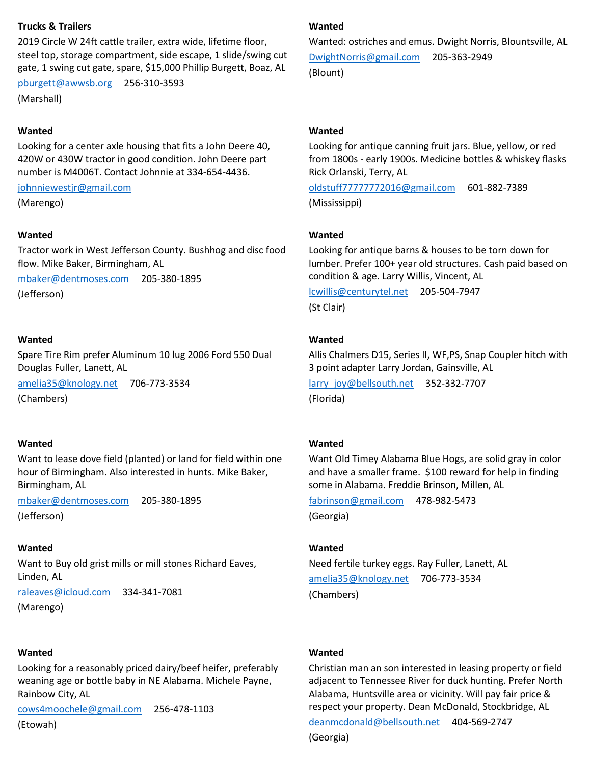**Trucks & Trailers**

2019 Circle W 24ft cattle trailer, extra wide, lifetime floor, steel top, storage compartment, side escape, 1 slide/swing cut gate, 1 swing cut gate, spare, $15,000 Phillip Burgett, Boaz, AL

pburgett@awwsb.org 256-310-3593

(Marshall)

**Wanted**

Looking for a center axle housing that fits a John Deere 40, 420W or 430W tractor in good condition. John Deere part number is M4006T. Contact Johnnie at 334-654-4436.

johnniewestjr@gmail.com

(Marengo)

**Wanted**

Tractor work in West Jefferson County. Bushhog and disc food flow. Mike Baker, Birmingham, AL

mbaker@dentmoses.com 205-380-1895

(Jefferson)

**Wanted**

Spare Tire Rim prefer Aluminum 10 lug 2006 Ford 550 Dual Douglas Fuller, Lanett, AL

amelia35@knology.net 706-773-3534

(Chambers)

**Wanted**

Want to lease dove field (planted) or land for field within one hour of Birmingham. Also interested in hunts. Mike Baker, Birmingham, AL

mbaker@dentmoses.com 205-380-1895

(Jefferson)

**Wanted**

Want to Buy old grist mills or mill stones Richard Eaves, Linden, AL

raleaves@icloud.com 334-341-7081

(Marengo)

**Wanted**

Looking for a reasonably priced dairy/beef heifer, preferably weaning age or bottle baby in NE Alabama. Michele Payne, Rainbow City, AL

cows4moochele@gmail.com 256-478-1103

(Etowah)

**Wanted**

Wanted: ostriches and emus. Dwight Norris, Blountsville, AL

DwightNorris@gmail.com 205-363-2949

(Blount)

**Wanted**

Looking for antique canning fruit jars. Blue, yellow, or red from 1800s - early 1900s. Medicine bottles & whiskey flasks Rick Orlanski, Terry, AL

oldstuff77777772016@gmail.com 601-882-7389

(Mississippi)

**Wanted**

Looking for antique barns & houses to be torn down for lumber. Prefer 100+ year old structures. Cash paid based on condition & age. Larry Willis, Vincent, AL

lcwillis@centurytel.net 205-504-7947

(St Clair)

**Wanted**

Allis Chalmers D15, Series II, WF,PS, Snap Coupler hitch with 3 point adapter Larry Jordan, Gainsville, AL

larry_joy@bellsouth.net 352-332-7707

(Florida)

**Wanted**

Want Old Timey Alabama Blue Hogs, are solid gray in color and have a smaller frame. $100 reward for help in finding some in Alabama. Freddie Brinson, Millen, AL

fabrinson@gmail.com 478-982-5473

(Georgia)

**Wanted**

Need fertile turkey eggs. Ray Fuller, Lanett, AL

amelia35@knology.net 706-773-3534

(Chambers)

**Wanted**

Christian man an son interested in leasing property or field adjacent to Tennessee River for duck hunting. Prefer North Alabama, Huntsville area or vicinity. Will pay fair price & respect your property. Dean McDonald, Stockbridge, AL

deanmcdonald@bellsouth.net 404-569-2747

(Georgia)